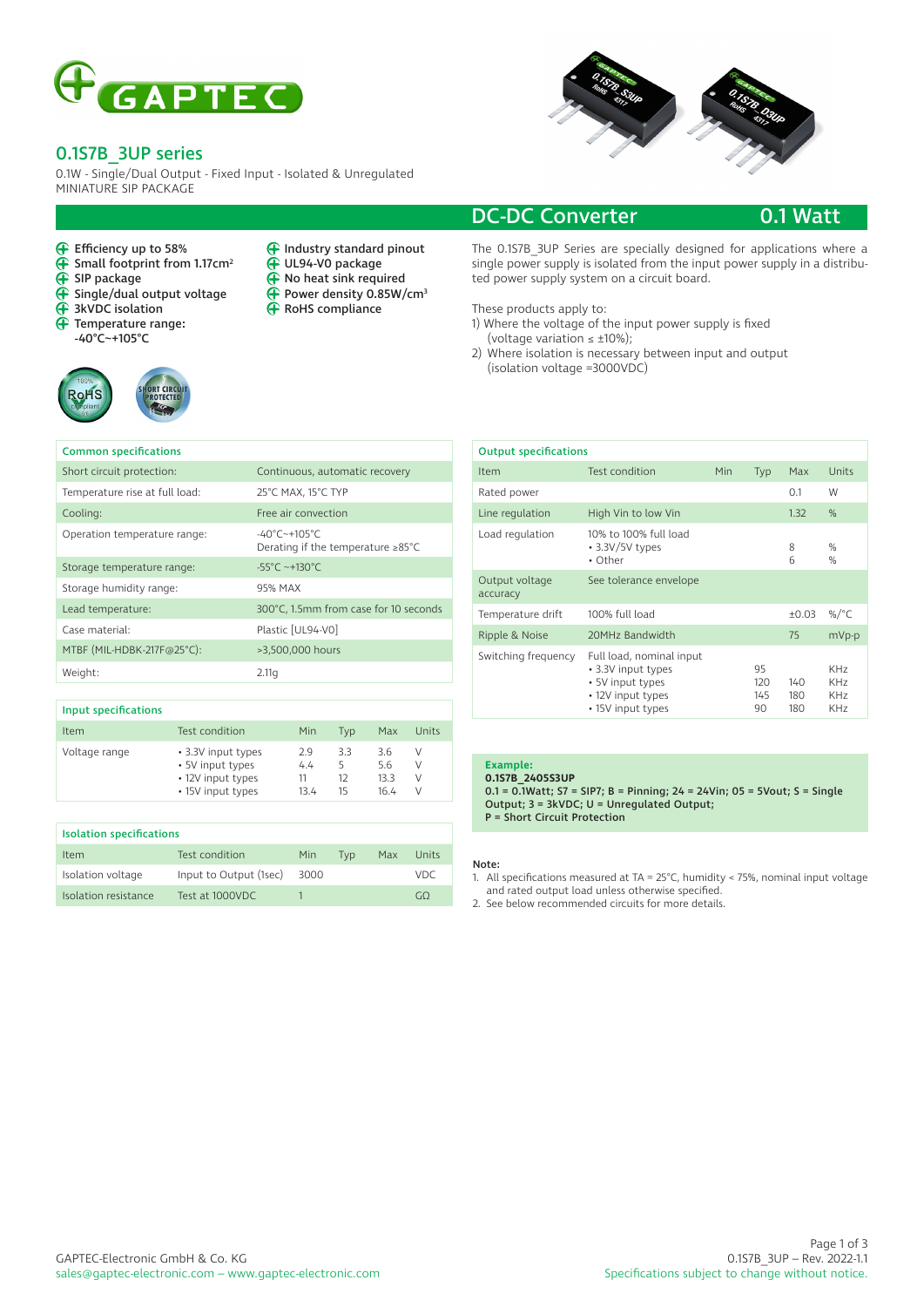# 0.1S7B_3UP series

0.1W - Single/Dual Output - Fixed Input - Isolated & Unregulated
MINIATURE SIP PACKAGE

## DC-DC Converter — 0.1 Watt

- Efficiency up to 58%
- Small footprint from 1.17cm²
- SIP package
- Single/dual output voltage
- 3kVDC isolation
- Temperature range: -40°C~+105°C
- Industry standard pinout
- UL94-V0 package
- No heat sink required
- Power density 0.85W/cm³
- RoHS compliance

The 0.1S7B_3UP Series are specially designed for applications where a single power supply is isolated from the input power supply in a distributed power supply system on a circuit board.

These products apply to:

1) Where the voltage of the input power supply is fixed (voltage variation ≤ ±10%);
2) Where isolation is necessary between input and output (isolation voltage =3000VDC)

### Common specifications

| Common specifications | |
|---|---|
| Short circuit protection: | Continuous, automatic recovery |
| Temperature rise at full load: | 25°C MAX, 15°C TYP |
| Cooling: | Free air convection |
| Operation temperature range: | -40°C~+105°C<br>Derating if the temperature ≥85°C |
| Storage temperature range: | -55°C ~+130°C |
| Storage humidity range: | 95% MAX |
| Lead temperature: | 300°C, 1.5mm from case for 10 seconds |
| Case material: | Plastic [UL94-V0] |
| MTBF (MIL-HDBK-217F@25°C): | >3,500,000 hours |
| Weight: | 2.11g |

### Input specifications

| Item | Test condition | Min | Typ | Max | Units |
|---|---|---|---|---|---|
| Voltage range | • 3.3V input types<br>• 5V input types<br>• 12V input types<br>• 15V input types | 2.9<br>4.4<br>11<br>13.4 | 3.3<br>5<br>12<br>15 | 3.6<br>5.6<br>13.3<br>16.4 | V<br>V<br>V<br>V |

### Isolation specifications

| Item | Test condition | Min | Typ | Max | Units |
|---|---|---|---|---|---|
| Isolation voltage | Input to Output (1sec) | 3000 | | | VDC |
| Isolation resistance | Test at 1000VDC | 1 | | | GΩ |

### Output specifications

| Item | Test condition | Min | Typ | Max | Units |
|---|---|---|---|---|---|
| Rated power | | | | 0.1 | W |
| Line regulation | High Vin to low Vin | | | 1.32 | % |
| Load regulation | 10% to 100% full load<br>• 3.3V/5V types<br>• Other | | | <br>8<br>6 | <br>%<br>% |
| Output voltage accuracy | See tolerance envelope | | | | |
| Temperature drift | 100% full load | | | ±0.03 | %/°C |
| Ripple & Noise | 20MHz Bandwidth | | | 75 | mVp-p |
| Switching frequency | Full load, nominal input<br>• 3.3V input types<br>• 5V input types<br>• 12V input types<br>• 15V input types | | <br>95<br>120<br>145<br>90 | <br><br>140<br>180<br>180 | <br>KHz<br>KHz<br>KHz<br>KHz |

**Example:**
**0.1S7B_2405S3UP**
**0.1 = 0.1Watt; S7 = SIP7; B = Pinning; 24 = 24Vin; 05 = 5Vout; S = Single Output; 3 = 3kVDC; U = Unregulated Output; P = Short Circuit Protection**

**Note:**

1. All specifications measured at TA = 25°C, humidity < 75%, nominal input voltage and rated output load unless otherwise specified.
2. See below recommended circuits for more details.

GAPTEC-Electronic GmbH & Co. KG
sales@gaptec-electronic.com – www.gaptec-electronic.com
0.1S7B_3UP – Rev. 2022-1.1
Specifications subject to change without notice.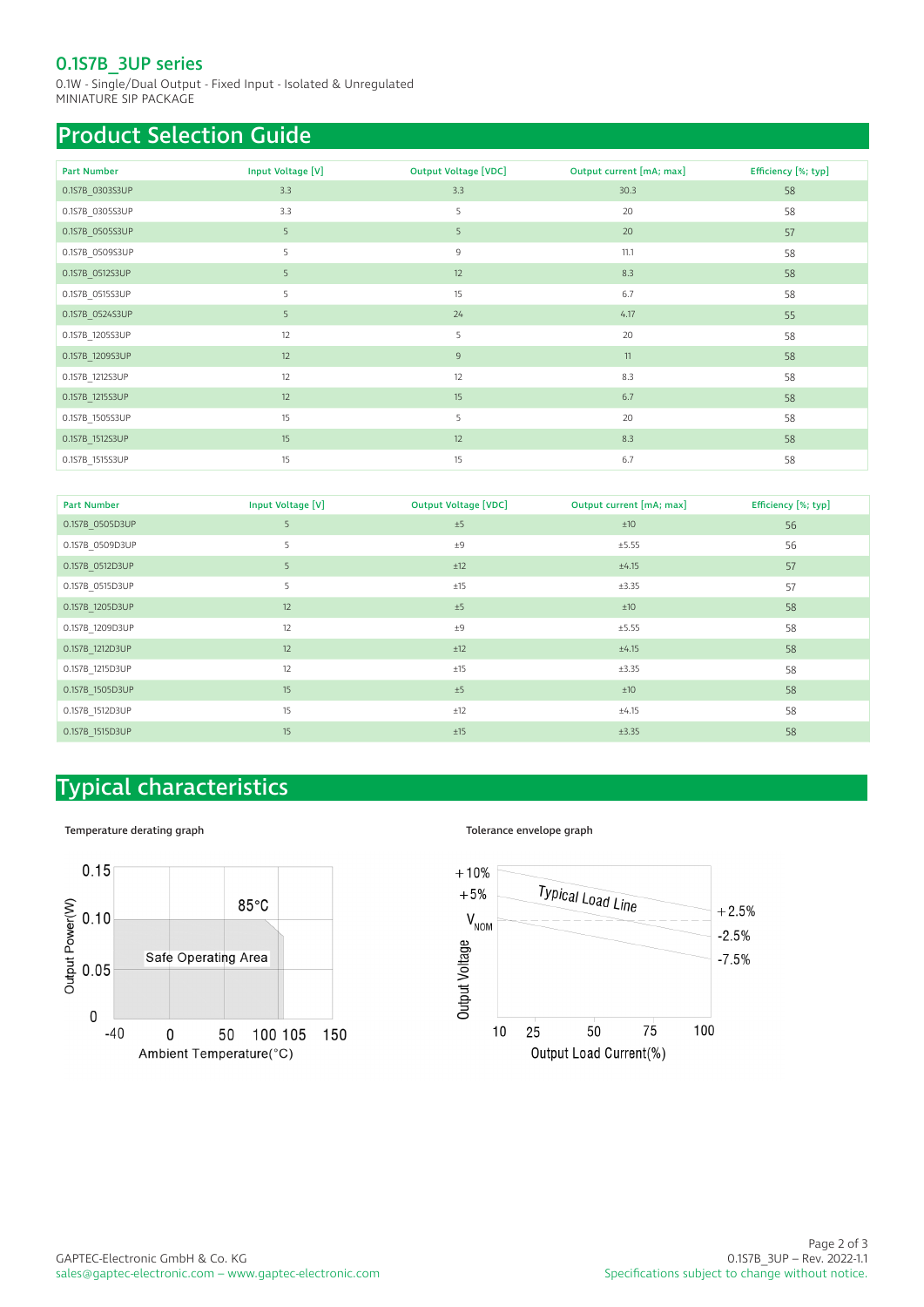# 0.1S7B_3UP series

0.1W - Single/Dual Output - Fixed Input - Isolated & Unregulated
MINIATURE SIP PACKAGE

## Product Selection Guide

| Part Number | Input Voltage [V] | Output Voltage [VDC] | Output current [mA; max] | Efficiency [%; typ] |
|---|---|---|---|---|
| 0.1S7B_0303S3UP | 3.3 | 3.3 | 30.3 | 58 |
| 0.1S7B_0305S3UP | 3.3 | 5 | 20 | 58 |
| 0.1S7B_0505S3UP | 5 | 5 | 20 | 57 |
| 0.1S7B_0509S3UP | 5 | 9 | 11.1 | 58 |
| 0.1S7B_0512S3UP | 5 | 12 | 8.3 | 58 |
| 0.1S7B_0515S3UP | 5 | 15 | 6.7 | 58 |
| 0.1S7B_0524S3UP | 5 | 24 | 4.17 | 55 |
| 0.1S7B_1205S3UP | 12 | 5 | 20 | 58 |
| 0.1S7B_1209S3UP | 12 | 9 | 11 | 58 |
| 0.1S7B_1212S3UP | 12 | 12 | 8.3 | 58 |
| 0.1S7B_1215S3UP | 12 | 15 | 6.7 | 58 |
| 0.1S7B_1505S3UP | 15 | 5 | 20 | 58 |
| 0.1S7B_1512S3UP | 15 | 12 | 8.3 | 58 |
| 0.1S7B_1515S3UP | 15 | 15 | 6.7 | 58 |

| Part Number | Input Voltage [V] | Output Voltage [VDC] | Output current [mA; max] | Efficiency [%; typ] |
|---|---|---|---|---|
| 0.1S7B_0505D3UP | 5 | ±5 | ±10 | 56 |
| 0.1S7B_0509D3UP | 5 | ±9 | ±5.55 | 56 |
| 0.1S7B_0512D3UP | 5 | ±12 | ±4.15 | 57 |
| 0.1S7B_0515D3UP | 5 | ±15 | ±3.35 | 57 |
| 0.1S7B_1205D3UP | 12 | ±5 | ±10 | 58 |
| 0.1S7B_1209D3UP | 12 | ±9 | ±5.55 | 58 |
| 0.1S7B_1212D3UP | 12 | ±12 | ±4.15 | 58 |
| 0.1S7B_1215D3UP | 12 | ±15 | ±3.35 | 58 |
| 0.1S7B_1505D3UP | 15 | ±5 | ±10 | 58 |
| 0.1S7B_1512D3UP | 15 | ±12 | ±4.15 | 58 |
| 0.1S7B_1515D3UP | 15 | ±15 | ±3.35 | 58 |

## Typical characteristics

Temperature derating graph

Tolerance envelope graph

GAPTEC-Electronic GmbH & Co. KG
sales@gaptec-electronic.com – www.gaptec-electronic.com

0.1S7B_3UP – Rev. 2022-1.1
Specifications subject to change without notice.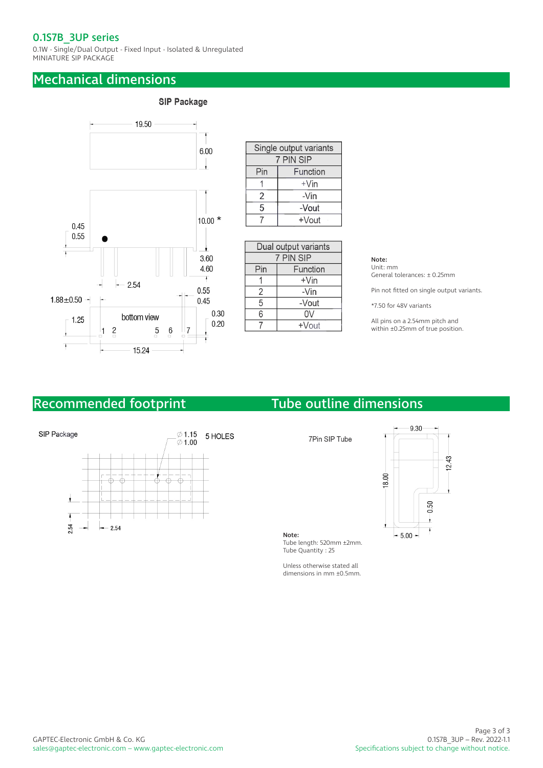## 0.1S7B_3UP series

0.1W - Single/Dual Output - Fixed Input - Isolated & Unregulated
MINIATURE SIP PACKAGE

# Mechanical dimensions

SIP Package

19.50
6.00
10.00 *
0.45
0.55
3.60
4.60
2.54
0.55
0.45
1.88±0.50
1.25
bottom view
1 2 5 6 7
0.30
0.20
15.24

| Single output variants | |
|---|---|
| 7 PIN SIP | |
| Pin | Function |
| 1 | +Vin |
| 2 | -Vin |
| 5 | -Vout |
| 7 | +Vout |

| Dual output variants | |
|---|---|
| 7 PIN SIP | |
| Pin | Function |
| 1 | +Vin |
| 2 | -Vin |
| 5 | -Vout |
| 6 | 0V |
| 7 | +Vout |

**Note:**
Unit: mm
General tolerances: ± 0.25mm

Pin not fitted on single output variants.

*7.50 for 48V variants

All pins on a 2.54mm pitch and within ±0.25mm of true position.

# Recommended footprint

SIP Package

∅1.15
∅1.00
5 HOLES
2.54
2.54

# Tube outline dimensions

7Pin SIP Tube

9.30
18.00
12.43
0.50
5.00

**Note:**
Tube length: 520mm ±2mm.
Tube Quantity : 25

Unless otherwise stated all dimensions in mm ±0.5mm.

GAPTEC-Electronic GmbH & Co. KG
sales@gaptec-electronic.com – www.gaptec-electronic.com

0.1S7B_3UP – Rev. 2022-1.1
Specifications subject to change without notice.